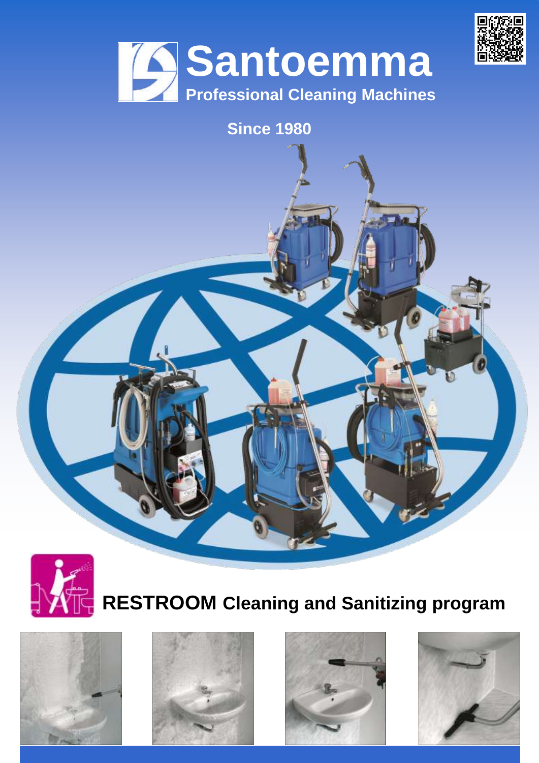# Santoemma

**Professional Cleaning Machines**

**Since 1980**

## RESTROOM Cleaning and Sanitizing program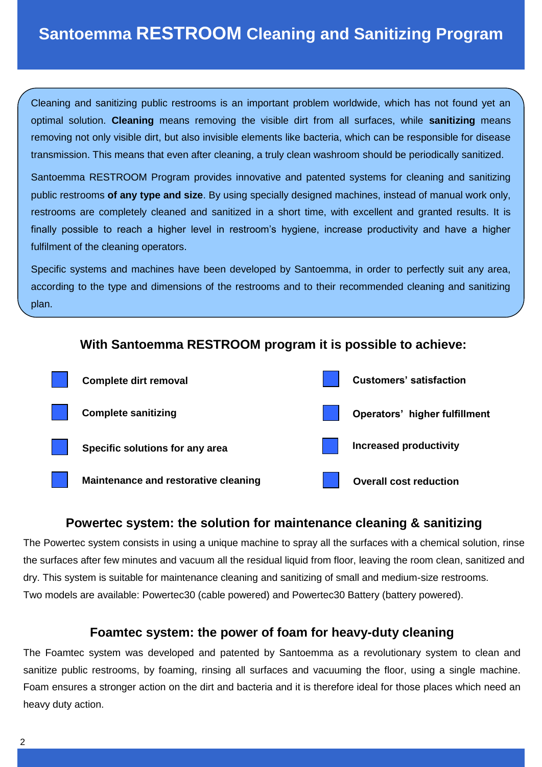# Santoemma RESTROOM Cleaning and Sanitizing Program

Cleaning and sanitizing public restrooms is an important problem worldwide, which has not found yet an optimal solution. **Cleaning** means removing the visible dirt from all surfaces, while **sanitizing** means removing not only visible dirt, but also invisible elements like bacteria, which can be responsible for disease transmission. This means that even after cleaning, a truly clean washroom should be periodically sanitized.

Santoemma RESTROOM Program provides innovative and patented systems for cleaning and sanitizing public restrooms **of any type and size**. By using specially designed machines, instead of manual work only, restrooms are completely cleaned and sanitized in a short time, with excellent and granted results. It is finally possible to reach a higher level in restroom's hygiene, increase productivity and have a higher fulfilment of the cleaning operators.

Specific systems and machines have been developed by Santoemma, in order to perfectly suit any area, according to the type and dimensions of the restrooms and to their recommended cleaning and sanitizing plan.

### With Santoemma RESTROOM program it is possible to achieve:

- **Complete dirt removal**
- **Complete sanitizing**
- **Specific solutions for any area**
- **Maintenance and restorative cleaning**
- **Customers' satisfaction**
- **Operators' higher fulfillment**
- **Increased productivity**
- **Overall cost reduction**

### Powertec system: the solution for maintenance cleaning & sanitizing

The Powertec system consists in using a unique machine to spray all the surfaces with a chemical solution, rinse the surfaces after few minutes and vacuum all the residual liquid from floor, leaving the room clean, sanitized and dry. This system is suitable for maintenance cleaning and sanitizing of small and medium-size restrooms.
Two models are available: Powertec30 (cable powered) and Powertec30 Battery (battery powered).

### Foamtec system: the power of foam for heavy-duty cleaning

The Foamtec system was developed and patented by Santoemma as a revolutionary system to clean and sanitize public restrooms, by foaming, rinsing all surfaces and vacuuming the floor, using a single machine. Foam ensures a stronger action on the dirt and bacteria and it is therefore ideal for those places which need an heavy duty action.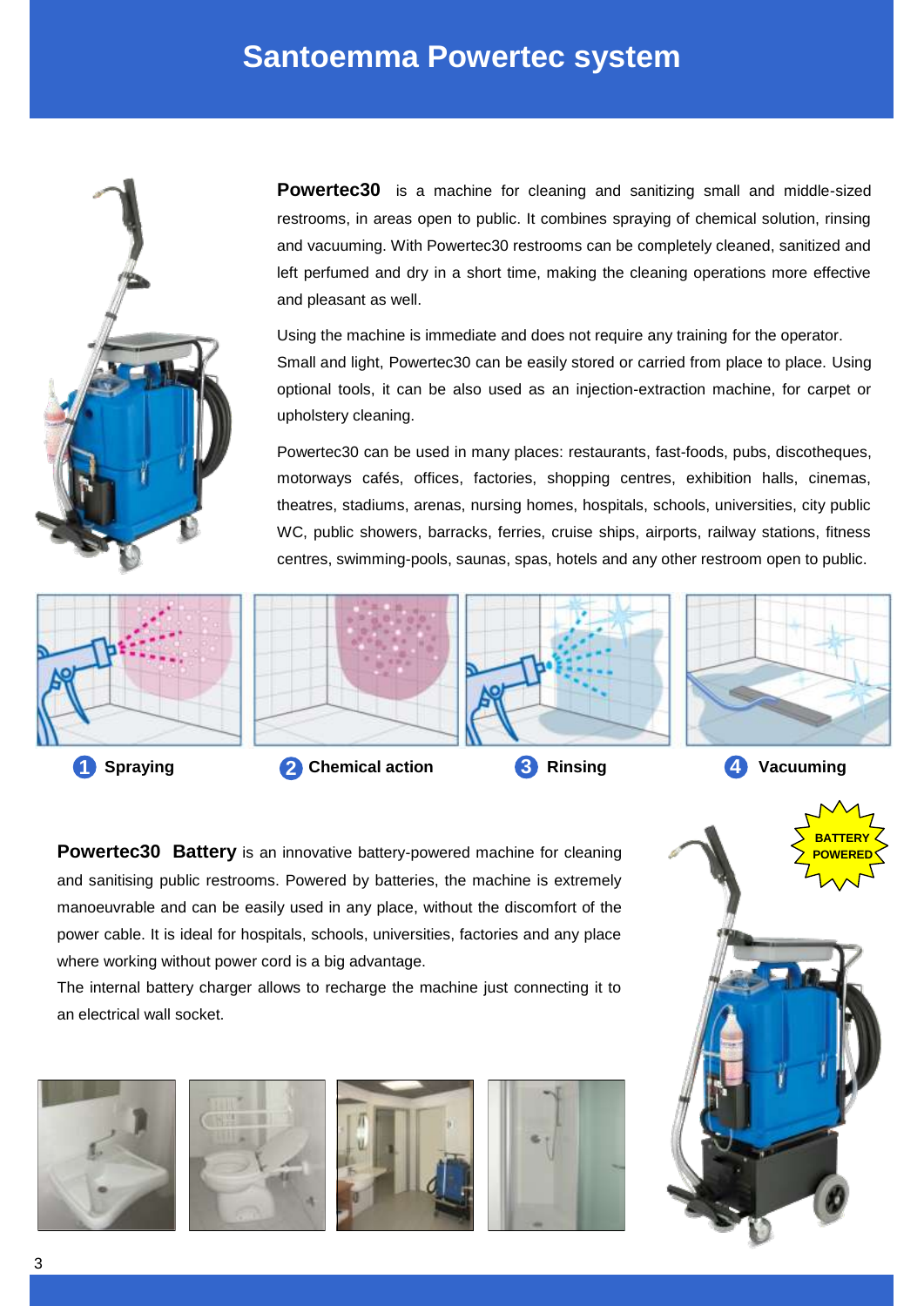# Santoemma Powertec system

**Powertec30** is a machine for cleaning and sanitizing small and middle-sized restrooms, in areas open to public. It combines spraying of chemical solution, rinsing and vacuuming. With Powertec30 restrooms can be completely cleaned, sanitized and left perfumed and dry in a short time, making the cleaning operations more effective and pleasant as well.

Using the machine is immediate and does not require any training for the operator. Small and light, Powertec30 can be easily stored or carried from place to place. Using optional tools, it can be also used as an injection-extraction machine, for carpet or upholstery cleaning.

Powertec30 can be used in many places: restaurants, fast-foods, pubs, discotheques, motorways cafés, offices, factories, shopping centres, exhibition halls, cinemas, theatres, stadiums, arenas, nursing homes, hospitals, schools, universities, city public WC, public showers, barracks, ferries, cruise ships, airports, railway stations, fitness centres, swimming-pools, saunas, spas, hotels and any other restroom open to public.

1. **Spraying**
2. **Chemical action**
3. **Rinsing**
4. **Vacuuming**

**Powertec30 Battery** is an innovative battery-powered machine for cleaning and sanitising public restrooms. Powered by batteries, the machine is extremely manoeuvrable and can be easily used in any place, without the discomfort of the power cable. It is ideal for hospitals, schools, universities, factories and any place where working without power cord is a big advantage.
The internal battery charger allows to recharge the machine just connecting it to an electrical wall socket.

BATTERY POWERED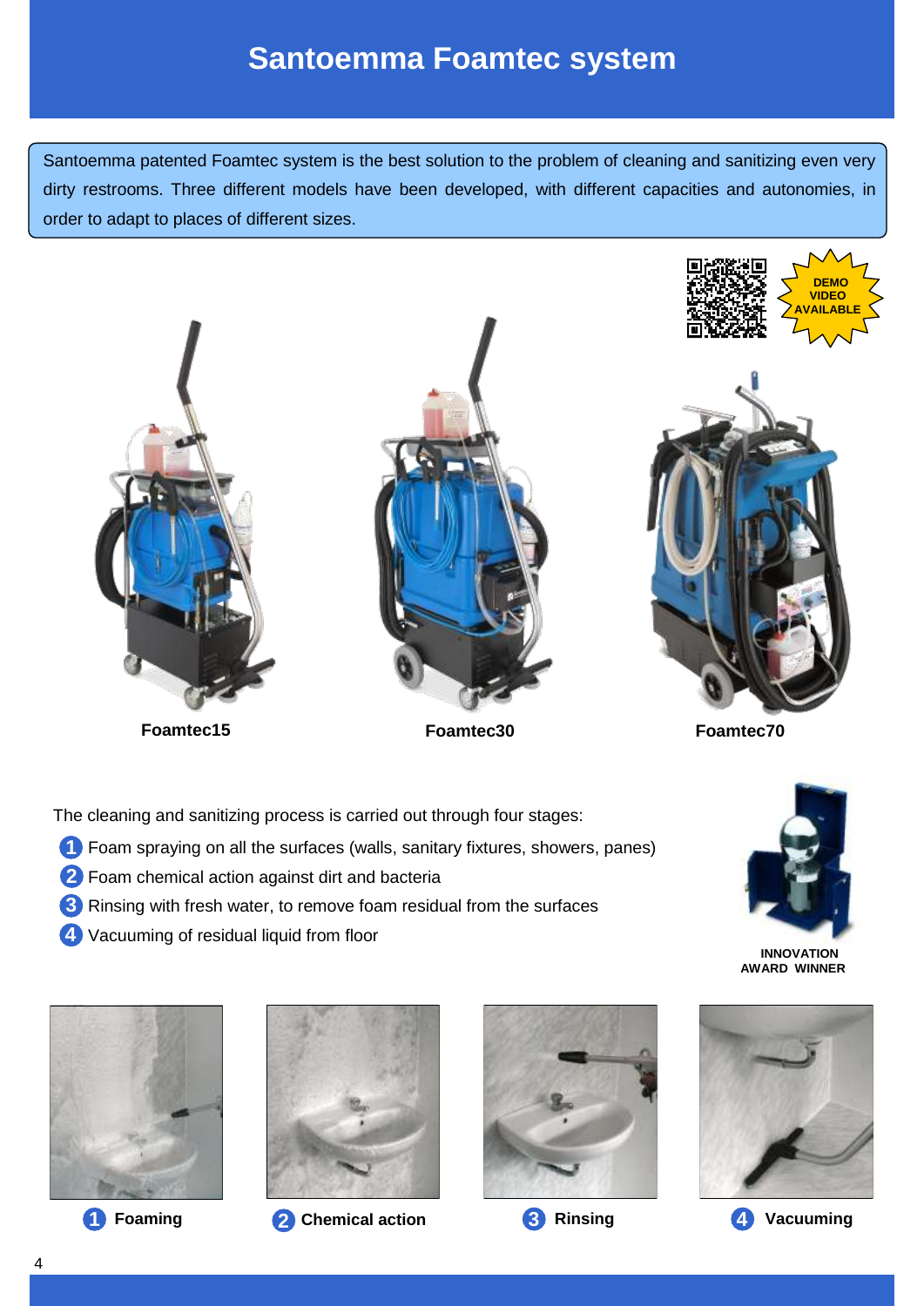# Santoemma Foamtec system

Santoemma patented Foamtec system is the best solution to the problem of cleaning and sanitizing even very dirty restrooms. Three different models have been developed, with different capacities and autonomies, in order to adapt to places of different sizes.

DEMO VIDEO AVAILABLE

**Foamtec15**

**Foamtec30**

**Foamtec70**

The cleaning and sanitizing process is carried out through four stages:

1. Foam spraying on all the surfaces (walls, sanitary fixtures, showers, panes)
2. Foam chemical action against dirt and bacteria
3. Rinsing with fresh water, to remove foam residual from the surfaces
4. Vacuuming of residual liquid from floor

**INNOVATION AWARD WINNER**

**1 Foaming**

**2 Chemical action**

**3 Rinsing**

**4 Vacuuming**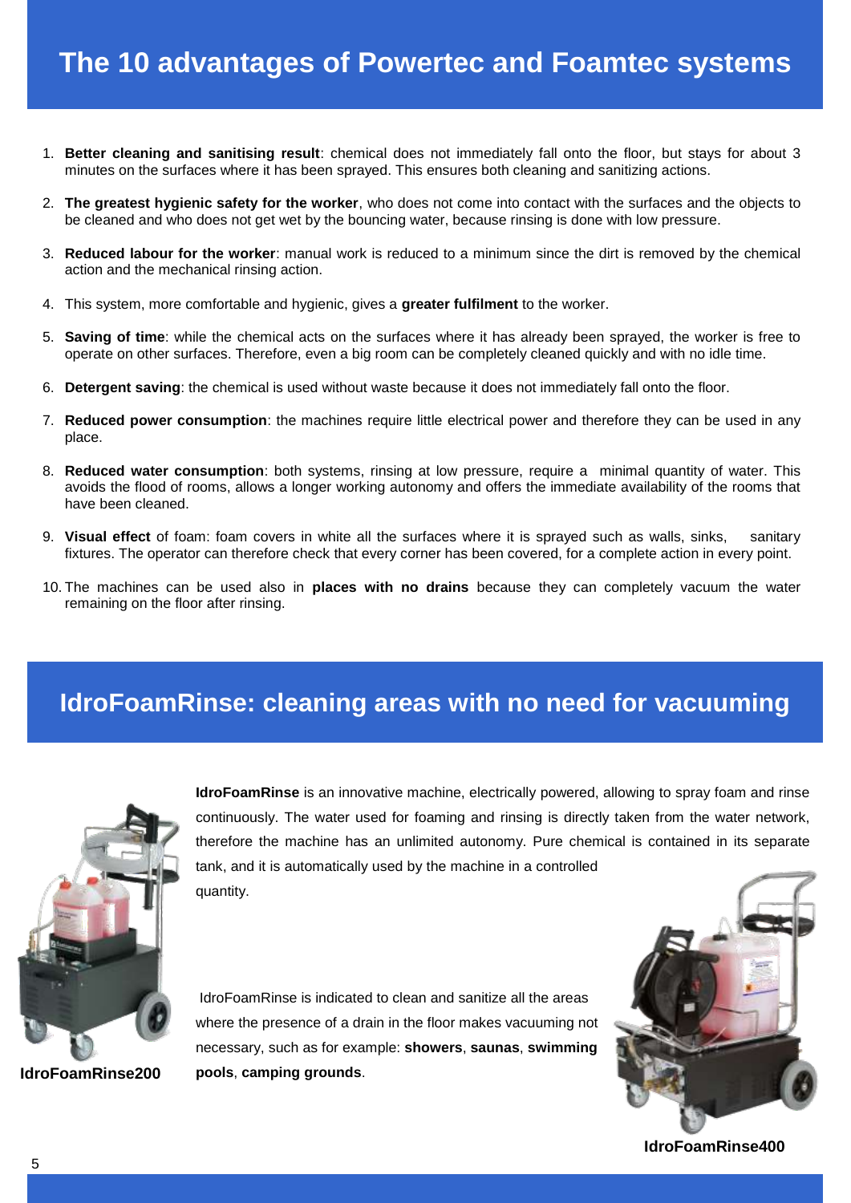# The 10 advantages of Powertec and Foamtec systems

1. **Better cleaning and sanitising result**: chemical does not immediately fall onto the floor, but stays for about 3 minutes on the surfaces where it has been sprayed. This ensures both cleaning and sanitizing actions.
2. **The greatest hygienic safety for the worker**, who does not come into contact with the surfaces and the objects to be cleaned and who does not get wet by the bouncing water, because rinsing is done with low pressure.
3. **Reduced labour for the worker**: manual work is reduced to a minimum since the dirt is removed by the chemical action and the mechanical rinsing action.
4. This system, more comfortable and hygienic, gives a **greater fulfilment** to the worker.
5. **Saving of time**: while the chemical acts on the surfaces where it has already been sprayed, the worker is free to operate on other surfaces. Therefore, even a big room can be completely cleaned quickly and with no idle time.
6. **Detergent saving**: the chemical is used without waste because it does not immediately fall onto the floor.
7. **Reduced power consumption**: the machines require little electrical power and therefore they can be used in any place.
8. **Reduced water consumption**: both systems, rinsing at low pressure, require a minimal quantity of water. This avoids the flood of rooms, allows a longer working autonomy and offers the immediate availability of the rooms that have been cleaned.
9. **Visual effect** of foam: foam covers in white all the surfaces where it is sprayed such as walls, sinks, sanitary fixtures. The operator can therefore check that every corner has been covered, for a complete action in every point.
10. The machines can be used also in **places with no drains** because they can completely vacuum the water remaining on the floor after rinsing.

# IdroFoamRinse: cleaning areas with no need for vacuuming

**IdroFoamRinse** is an innovative machine, electrically powered, allowing to spray foam and rinse continuously. The water used for foaming and rinsing is directly taken from the water network, therefore the machine has an unlimited autonomy. Pure chemical is contained in its separate tank, and it is automatically used by the machine in a controlled quantity.

IdroFoamRinse is indicated to clean and sanitize all the areas where the presence of a drain in the floor makes vacuuming not necessary, such as for example: **showers**, **saunas**, **swimming pools**, **camping grounds**.

**IdroFoamRinse200**

**IdroFoamRinse400**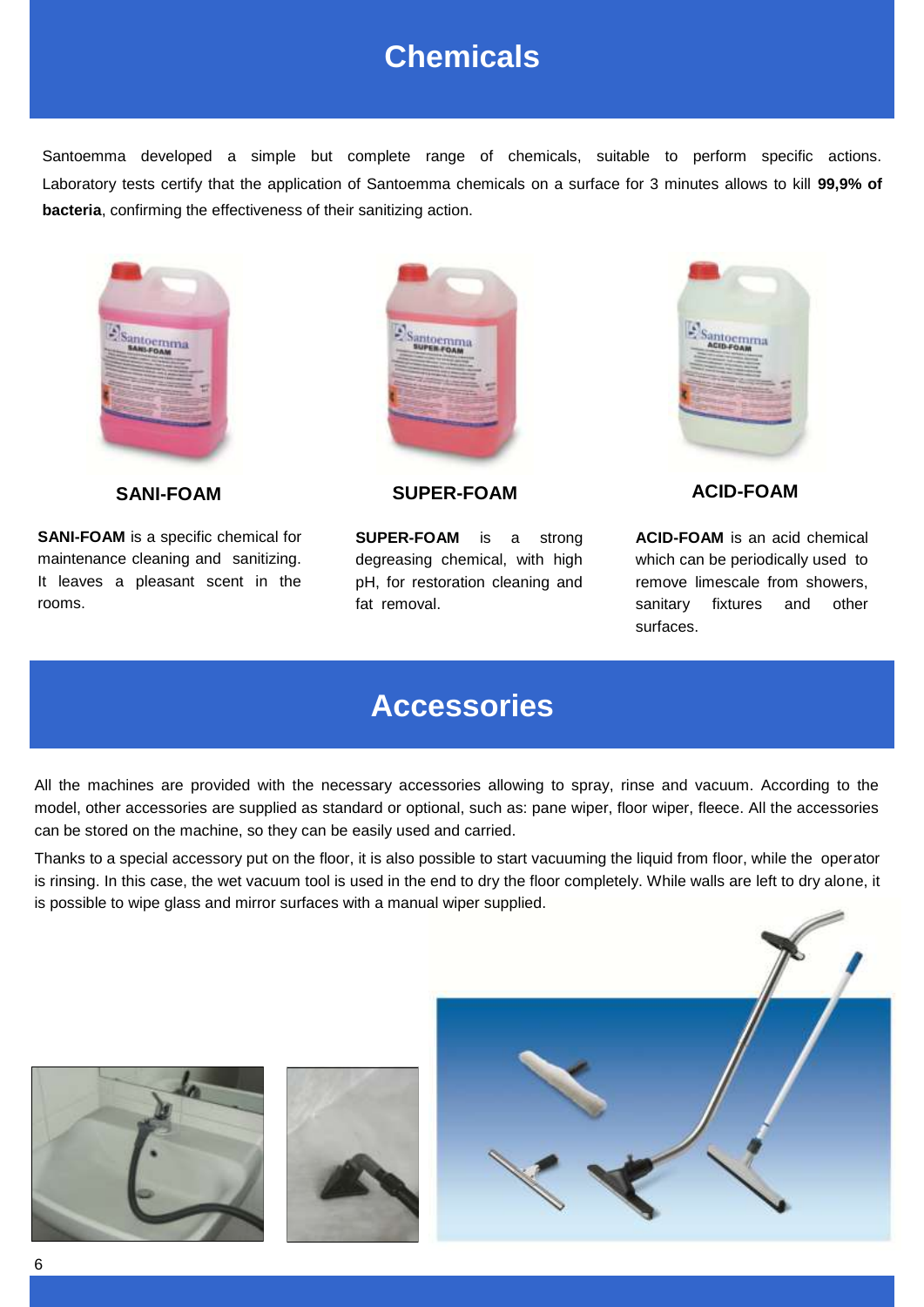# Chemicals

Santoemma developed a simple but complete range of chemicals, suitable to perform specific actions. Laboratory tests certify that the application of Santoemma chemicals on a surface for 3 minutes allows to kill **99,9% of bacteria**, confirming the effectiveness of their sanitizing action.

### SANI-FOAM

**SANI-FOAM** is a specific chemical for maintenance cleaning and sanitizing. It leaves a pleasant scent in the rooms.

### SUPER-FOAM

**SUPER-FOAM** is a strong degreasing chemical, with high pH, for restoration cleaning and fat removal.

### ACID-FOAM

**ACID-FOAM** is an acid chemical which can be periodically used to remove limescale from showers, sanitary fixtures and other surfaces.

# Accessories

All the machines are provided with the necessary accessories allowing to spray, rinse and vacuum. According to the model, other accessories are supplied as standard or optional, such as: pane wiper, floor wiper, fleece. All the accessories can be stored on the machine, so they can be easily used and carried.

Thanks to a special accessory put on the floor, it is also possible to start vacuuming the liquid from floor, while the operator is rinsing. In this case, the wet vacuum tool is used in the end to dry the floor completely. While walls are left to dry alone, it is possible to wipe glass and mirror surfaces with a manual wiper supplied.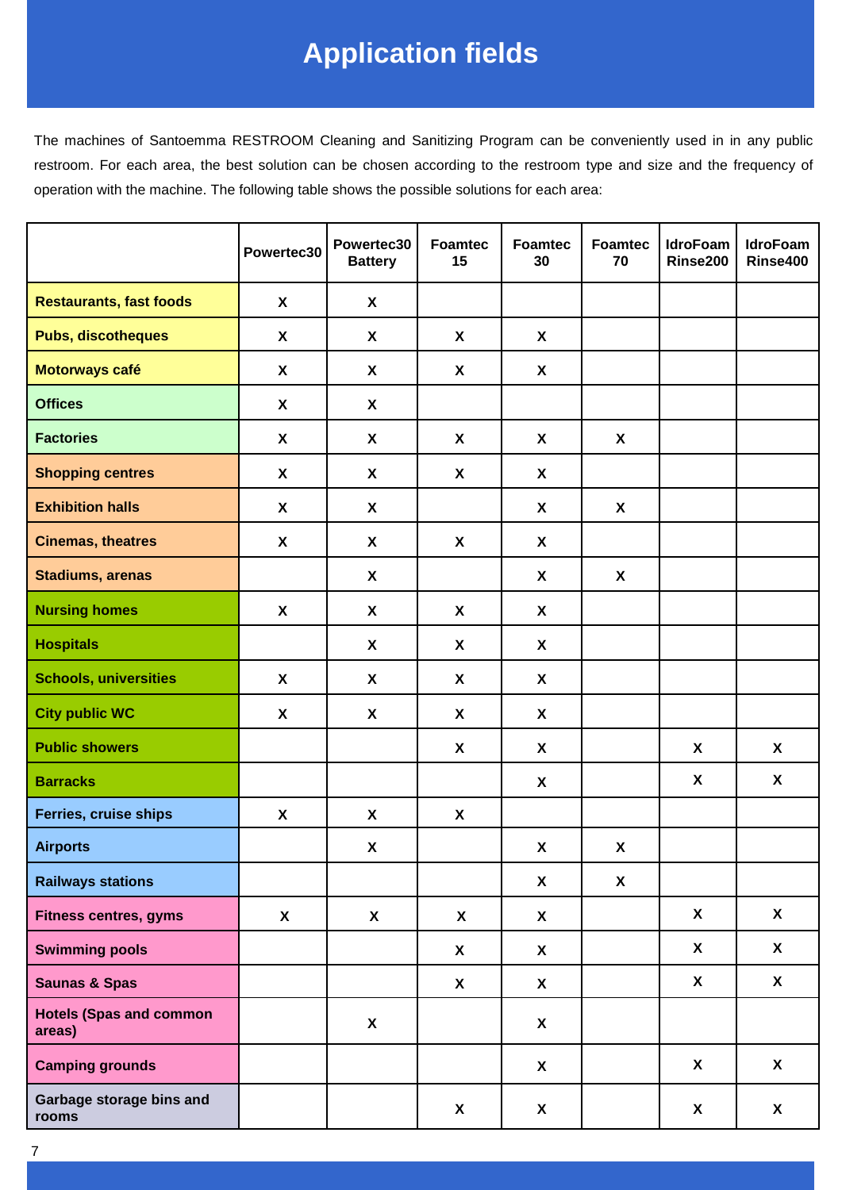# Application fields

The machines of Santoemma RESTROOM Cleaning and Sanitizing Program can be conveniently used in in any public restroom. For each area, the best solution can be chosen according to the restroom type and size and the frequency of operation with the machine. The following table shows the possible solutions for each area:

| | Powertec30 | Powertec30 Battery | Foamtec 15 | Foamtec 30 | Foamtec 70 | IdroFoam Rinse200 | IdroFoam Rinse400 |
|---|---|---|---|---|---|---|---|
| **Restaurants, fast foods** | X | X | | | | | |
| **Pubs, discotheques** | X | X | X | X | | | |
| **Motorways café** | X | X | X | X | | | |
| **Offices** | X | X | | | | | |
| **Factories** | X | X | X | X | X | | |
| **Shopping centres** | X | X | X | X | | | |
| **Exhibition halls** | X | X | | X | X | | |
| **Cinemas, theatres** | X | X | X | X | | | |
| **Stadiums, arenas** | | X | | X | X | | |
| **Nursing homes** | X | X | X | X | | | |
| **Hospitals** | | X | X | X | | | |
| **Schools, universities** | X | X | X | X | | | |
| **City public WC** | X | X | X | X | | | |
| **Public showers** | | | X | X | | X | X |
| **Barracks** | | | | X | | X | X |
| **Ferries, cruise ships** | X | X | X | | | | |
| **Airports** | | X | | X | X | | |
| **Railways stations** | | | | X | X | | |
| **Fitness centres, gyms** | X | X | X | X | | X | X |
| **Swimming pools** | | | X | X | | X | X |
| **Saunas & Spas** | | | X | X | | X | X |
| **Hotels (Spas and common areas)** | | X | | X | | | |
| **Camping grounds** | | | | X | | X | X |
| **Garbage storage bins and rooms** | | | X | X | | X | X |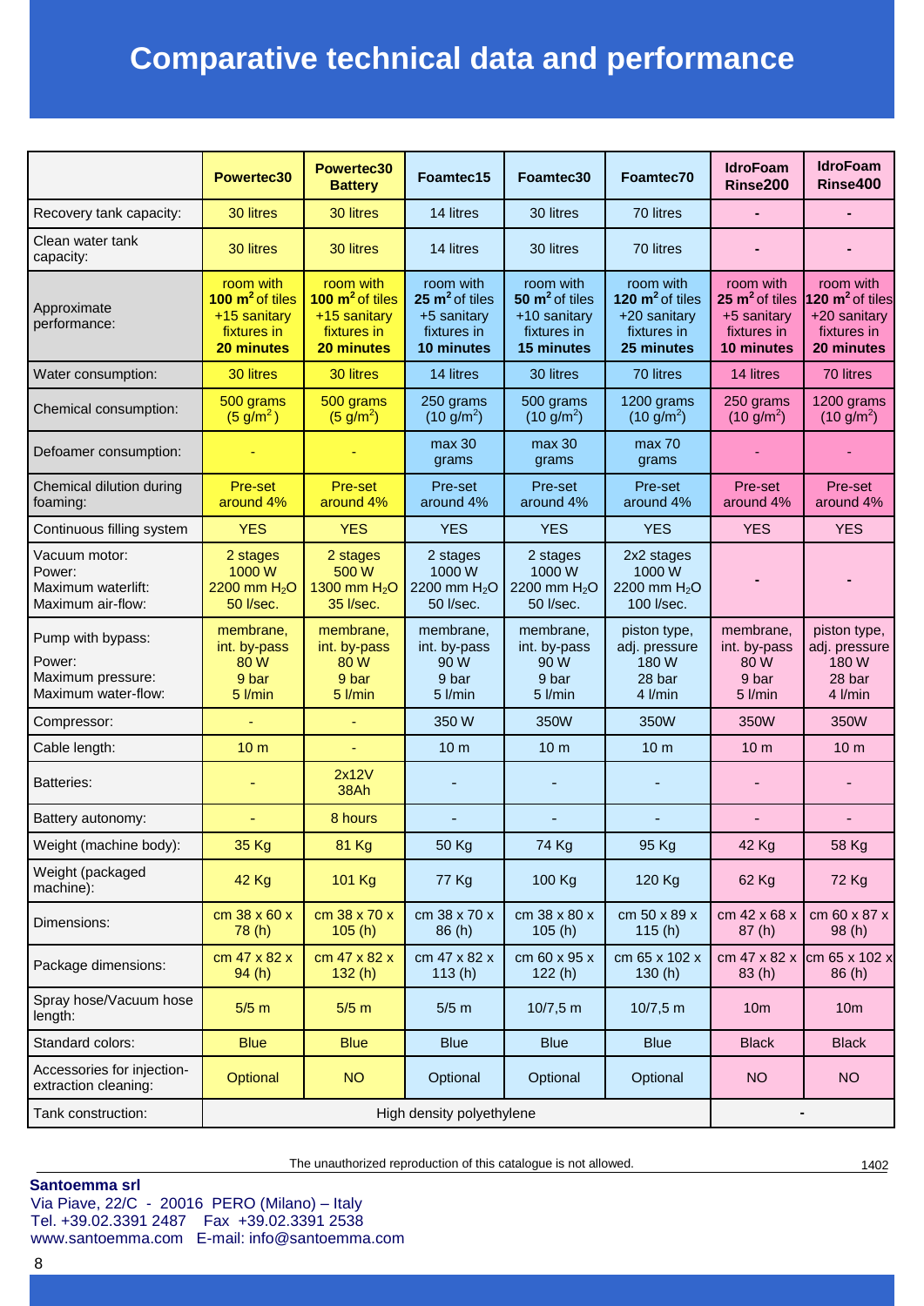# Comparative technical data and performance

| | Powertec30 | Powertec30 Battery | Foamtec15 | Foamtec30 | Foamtec70 | IdroFoam Rinse200 | IdroFoam Rinse400 |
|---|---|---|---|---|---|---|---|
| Recovery tank capacity: | 30 litres | 30 litres | 14 litres | 30 litres | 70 litres | - | - |
| Clean water tank capacity: | 30 litres | 30 litres | 14 litres | 30 litres | 70 litres | - | - |
| Approximate performance: | room with **100 m$^2$** of tiles +15 sanitary fixtures in **20 minutes** | room with **100 m$^2$** of tiles +15 sanitary fixtures in **20 minutes** | room with **25 m$^2$** of tiles +5 sanitary fixtures in **10 minutes** | room with **50 m$^2$** of tiles +10 sanitary fixtures in **15 minutes** | room with **120 m$^2$** of tiles +20 sanitary fixtures in **25 minutes** | room with **25 m$^2$** of tiles +5 sanitary fixtures in **10 minutes** | room with **120 m$^2$** of tiles +20 sanitary fixtures in **20 minutes** |
| Water consumption: | 30 litres | 30 litres | 14 litres | 30 litres | 70 litres | 14 litres | 70 litres |
| Chemical consumption: | 500 grams (5 g/m$^2$) | 500 grams (5 g/m$^2$) | 250 grams (10 g/m$^2$) | 500 grams (10 g/m$^2$) | 1200 grams (10 g/m$^2$) | 250 grams (10 g/m$^2$) | 1200 grams (10 g/m$^2$) |
| Defoamer consumption: | - | - | max 30 grams | max 30 grams | max 70 grams | - | - |
| Chemical dilution during foaming: | Pre-set around 4% | Pre-set around 4% | Pre-set around 4% | Pre-set around 4% | Pre-set around 4% | Pre-set around 4% | Pre-set around 4% |
| Continuous filling system | YES | YES | YES | YES | YES | YES | YES |
| Vacuum motor: Power: Maximum waterlift: Maximum air-flow: | 2 stages 1000 W 2200 mm $H_2O$ 50 l/sec. | 2 stages 500 W 1300 mm $H_2O$ 35 l/sec. | 2 stages 1000 W 2200 mm $H_2O$ 50 l/sec. | 2 stages 1000 W 2200 mm $H_2O$ 50 l/sec. | 2x2 stages 1000 W 2200 mm $H_2O$ 100 l/sec. | - | - |
| Pump with bypass: Power: Maximum pressure: Maximum water-flow: | membrane, int. by-pass 80 W 9 bar 5 l/min | membrane, int. by-pass 80 W 9 bar 5 l/min | membrane, int. by-pass 90 W 9 bar 5 l/min | membrane, int. by-pass 90 W 9 bar 5 l/min | piston type, adj. pressure 180 W 28 bar 4 l/min | membrane, int. by-pass 80 W 9 bar 5 l/min | piston type, adj. pressure 180 W 28 bar 4 l/min |
| Compressor: | - | - | 350 W | 350W | 350W | 350W | 350W |
| Cable length: | 10 m | - | 10 m | 10 m | 10 m | 10 m | 10 m |
| Batteries: | - | 2x12V 38Ah | - | - | - | - | - |
| Battery autonomy: | - | 8 hours | - | - | - | - | - |
| Weight (machine body): | 35 Kg | 81 Kg | 50 Kg | 74 Kg | 95 Kg | 42 Kg | 58 Kg |
| Weight (packaged machine): | 42 Kg | 101 Kg | 77 Kg | 100 Kg | 120 Kg | 62 Kg | 72 Kg |
| Dimensions: | cm 38 x 60 x 78 (h) | cm 38 x 70 x 105 (h) | cm 38 x 70 x 86 (h) | cm 38 x 80 x 105 (h) | cm 50 x 89 x 115 (h) | cm 42 x 68 x 87 (h) | cm 60 x 87 x 98 (h) |
| Package dimensions: | cm 47 x 82 x 94 (h) | cm 47 x 82 x 132 (h) | cm 47 x 82 x 113 (h) | cm 60 x 95 x 122 (h) | cm 65 x 102 x 130 (h) | cm 47 x 82 x 83 (h) | cm 65 x 102 x 86 (h) |
| Spray hose/Vacuum hose length: | 5/5 m | 5/5 m | 5/5 m | 10/7,5 m | 10/7,5 m | 10m | 10m |
| Standard colors: | Blue | Blue | Blue | Blue | Blue | Black | Black |
| Accessories for injection-extraction cleaning: | Optional | NO | Optional | Optional | Optional | NO | NO |
| Tank construction: | High density polyethylene | | | | | - | |

The unauthorized reproduction of this catalogue is not allowed.

1402

**Santoemma srl**
Via Piave, 22/C - 20016 PERO (Milano) – Italy
Tel. +39.02.3391 2487 Fax +39.02.3391 2538
www.santoemma.com E-mail: info@santoemma.com